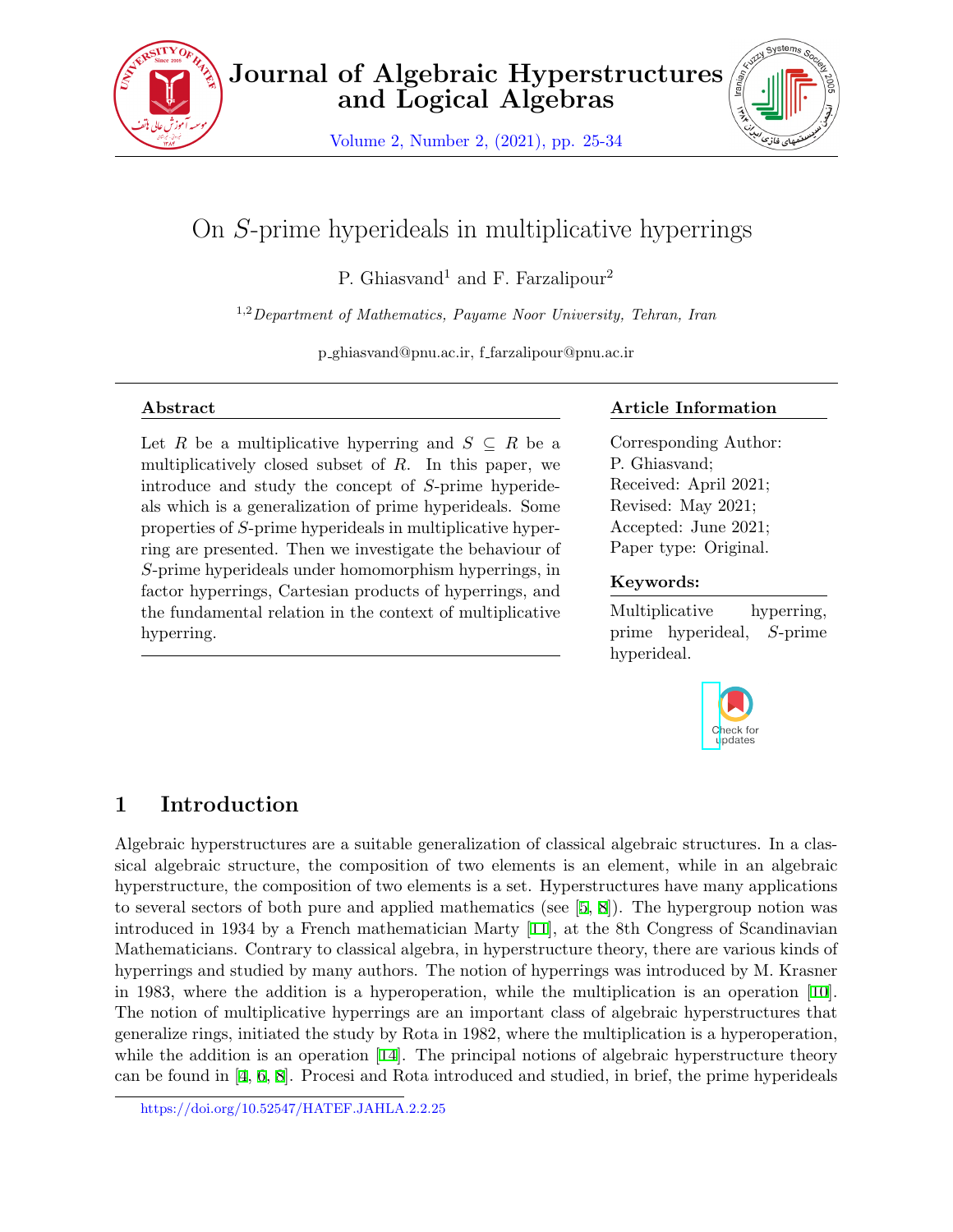# On $S$-prime hyperideals in multiplicative hyperrings

P. Ghiasvand[1] and F. Farzalipour[2]

[1,2] *Department of Mathematics, Payame Noor University, Tehran, Iran*

p_ghiasvand@pnu.ac.ir, f_farzalipour@pnu.ac.ir

## Abstract

Let $R$ be a multiplicative hyperring and $S \subseteq R$ be a multiplicatively closed subset of $R$. In this paper, we introduce and study the concept of $S$-prime hyperideals which is a generalization of prime hyperideals. Some properties of $S$-prime hyperideals in multiplicative hyperring are presented. Then we investigate the behaviour of $S$-prime hyperideals under homomorphism hyperrings, in factor hyperrings, Cartesian products of hyperrings, and the fundamental relation in the context of multiplicative hyperring.

## Article Information

Corresponding Author: P. Ghiasvand;
Received: April 2021;
Revised: May 2021;
Accepted: June 2021;
Paper type: Original.

## Keywords:

Multiplicative hyperring, prime hyperideal, $S$-prime hyperideal.

## 1 Introduction

Algebraic hyperstructures are a suitable generalization of classical algebraic structures. In a classical algebraic structure, the composition of two elements is an element, while in an algebraic hyperstructure, the composition of two elements is a set. Hyperstructures have many applications to several sectors of both pure and applied mathematics (see [5, 8]). The hypergroup notion was introduced in 1934 by a French mathematician Marty [11], at the 8th Congress of Scandinavian Mathematicians. Contrary to classical algebra, in hyperstructure theory, there are various kinds of hyperrings and studied by many authors. The notion of hyperrings was introduced by M. Krasner in 1983, where the addition is a hyperoperation, while the multiplication is an operation [10]. The notion of multiplicative hyperrings are an important class of algebraic hyperstructures that generalize rings, initiated the study by Rota in 1982, where the multiplication is a hyperoperation, while the addition is an operation [14]. The principal notions of algebraic hyperstructure theory can be found in [4, 6, 8]. Procesi and Rota introduced and studied, in brief, the prime hyperideals

https://doi.org/10.52547/HATEF.JAHLA.2.2.25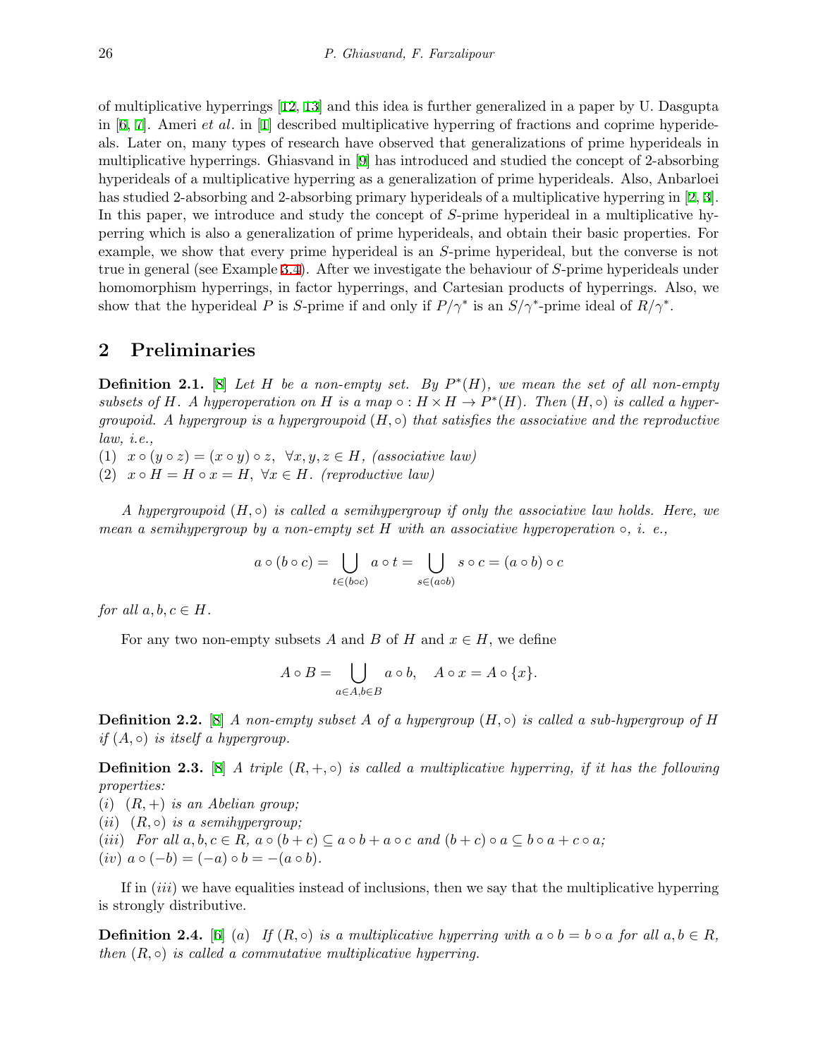of multiplicative hyperrings [12, 13] and this idea is further generalized in a paper by U. Dasgupta in [6, 7]. Ameri *et al*. in [1] described multiplicative hyperring of fractions and coprime hyperideals. Later on, many types of research have observed that generalizations of prime hyperideals in multiplicative hyperrings. Ghiasvand in [9] has introduced and studied the concept of 2-absorbing hyperideals of a multiplicative hyperring as a generalization of prime hyperideals. Also, Anbarloei has studied 2-absorbing and 2-absorbing primary hyperideals of a multiplicative hyperring in [2, 3]. In this paper, we introduce and study the concept of $S$-prime hyperideal in a multiplicative hyperring which is also a generalization of prime hyperideals, and obtain their basic properties. For example, we show that every prime hyperideal is an $S$-prime hyperideal, but the converse is not true in general (see Example 3.4). After we investigate the behaviour of $S$-prime hyperideals under homomorphism hyperrings, in factor hyperrings, and Cartesian products of hyperrings. Also, we show that the hyperideal $P$ is $S$-prime if and only if $P/\gamma^*$ is an $S/\gamma^*$-prime ideal of $R/\gamma^*$.

## 2 Preliminaries

**Definition 2.1.** [8] *Let $H$ be a non-empty set. By $P^*(H)$, we mean the set of all non-empty subsets of $H$. A hyperoperation on $H$ is a map $\circ : H \times H \to P^*(H)$. Then $(H, \circ)$ is called a hypergroupoid. A hypergroup is a hypergroupoid $(H, \circ)$ that satisfies the associative and the reproductive law, i.e.,*

(1) $x \circ (y \circ z) = (x \circ y) \circ z, \ \forall x, y, z \in H$, *(associative law)*

(2) $x \circ H = H \circ x = H, \ \forall x \in H$. *(reproductive law)*

*A hypergroupoid $(H, \circ)$ is called a semihypergroup if only the associative law holds. Here, we mean a semihypergroup by a non-empty set $H$ with an associative hyperoperation $\circ$, i. e.,*

$$a \circ (b \circ c) = \bigcup_{t \in (b \circ c)} a \circ t = \bigcup_{s \in (a \circ b)} s \circ c = (a \circ b) \circ c$$

*for all $a, b, c \in H$.*

For any two non-empty subsets $A$ and $B$ of $H$ and $x \in H$, we define

$$A \circ B = \bigcup_{a \in A, b \in B} a \circ b, \quad A \circ x = A \circ \{x\}.$$

**Definition 2.2.** [8] *A non-empty subset $A$ of a hypergroup $(H, \circ)$ is called a sub-hypergroup of $H$ if $(A, \circ)$ is itself a hypergroup.*

**Definition 2.3.** [8] *A triple $(R, +, \circ)$ is called a multiplicative hyperring, if it has the following properties:*

*(i)* $(R, +)$ *is an Abelian group;*

*(ii)* $(R, \circ)$ *is a semihypergroup;*

*(iii)* *For all $a, b, c \in R$, $a \circ (b + c) \subseteq a \circ b + a \circ c$ and $(b + c) \circ a \subseteq b \circ a + c \circ a$;*

*(iv)* $a \circ (-b) = (-a) \circ b = -(a \circ b)$.

If in $(iii)$ we have equalities instead of inclusions, then we say that the multiplicative hyperring is strongly distributive.

**Definition 2.4.** [6] *(a) If $(R, \circ)$ is a multiplicative hyperring with $a \circ b = b \circ a$ for all $a, b \in R$, then $(R, \circ)$ is called a commutative multiplicative hyperring.*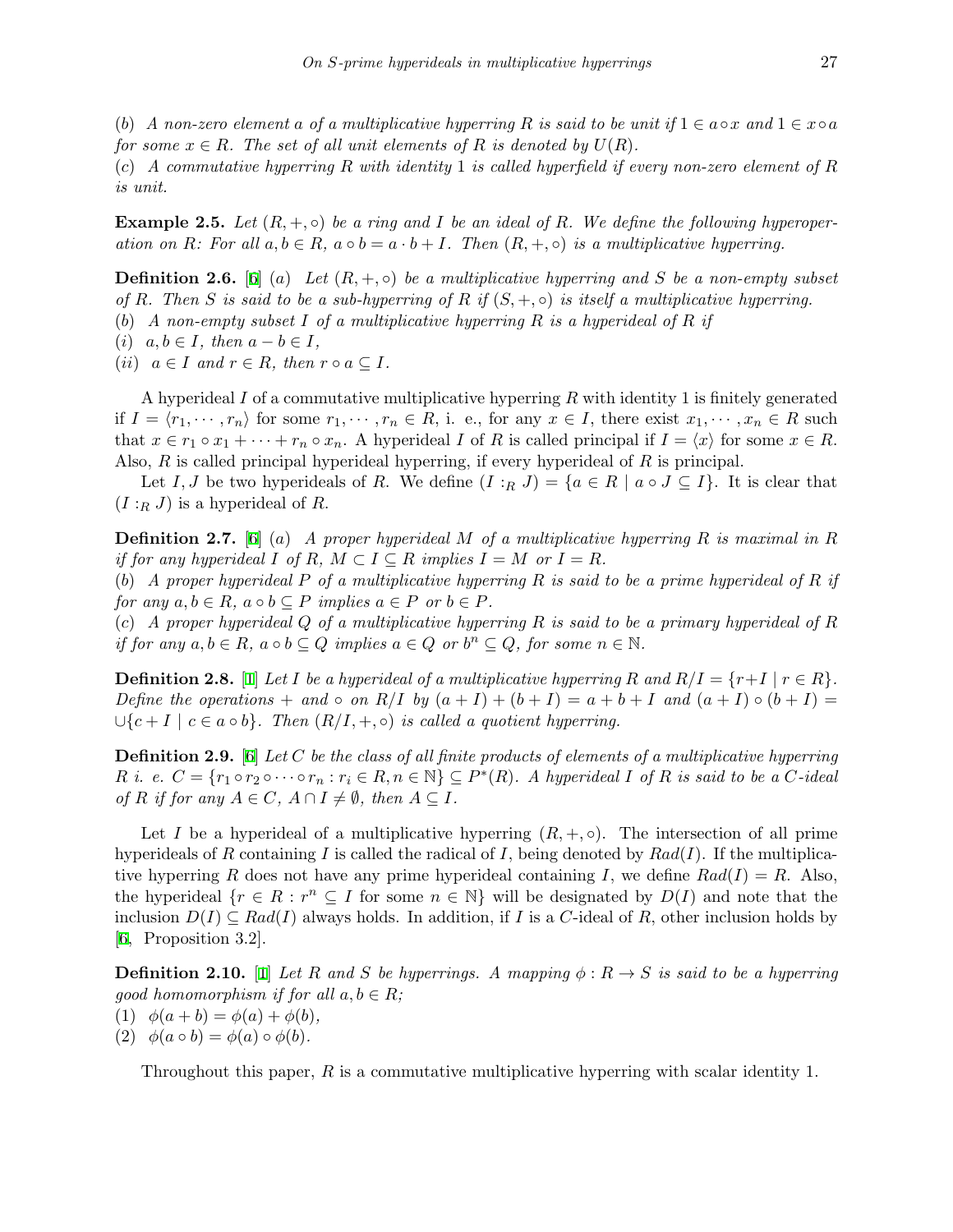(*b*) *A non-zero element $a$ of a multiplicative hyperring $R$ is said to be unit if $1 \in a \circ x$ and $1 \in x \circ a$ for some $x \in R$. The set of all unit elements of $R$ is denoted by $U(R)$.*

(*c*) *A commutative hyperring $R$ with identity $1$ is called hyperfield if every non-zero element of $R$ is unit.*

**Example 2.5.** *Let $(R, +, \circ)$ be a ring and $I$ be an ideal of $R$. We define the following hyperoperation on $R$: For all $a, b \in R$, $a \circ b = a \cdot b + I$. Then $(R, +, \circ)$ is a multiplicative hyperring.*

**Definition 2.6.** [6] (*a*) *Let $(R, +, \circ)$ be a multiplicative hyperring and $S$ be a non-empty subset of $R$. Then $S$ is said to be a sub-hyperring of $R$ if $(S, +, \circ)$ is itself a multiplicative hyperring.*

(*b*) *A non-empty subset $I$ of a multiplicative hyperring $R$ is a hyperideal of $R$ if*

(*i*) *$a, b \in I$, then $a - b \in I$,*

(*ii*) *$a \in I$ and $r \in R$, then $r \circ a \subseteq I$.*

A hyperideal $I$ of a commutative multiplicative hyperring $R$ with identity 1 is finitely generated if $I = \langle r_1, \cdots, r_n \rangle$ for some $r_1, \cdots, r_n \in R$, i. e., for any $x \in I$, there exist $x_1, \cdots, x_n \in R$ such that $x \in r_1 \circ x_1 + \cdots + r_n \circ x_n$. A hyperideal $I$ of $R$ is called principal if $I = \langle x \rangle$ for some $x \in R$. Also, $R$ is called principal hyperideal hyperring, if every hyperideal of $R$ is principal.

Let $I, J$ be two hyperideals of $R$. We define $(I :_R J) = \{a \in R \mid a \circ J \subseteq I\}$. It is clear that $(I :_R J)$ is a hyperideal of $R$.

**Definition 2.7.** [6] (*a*) *A proper hyperideal $M$ of a multiplicative hyperring $R$ is maximal in $R$ if for any hyperideal $I$ of $R$, $M \subset I \subseteq R$ implies $I = M$ or $I = R$.*

(*b*) *A proper hyperideal $P$ of a multiplicative hyperring $R$ is said to be a prime hyperideal of $R$ if for any $a, b \in R$, $a \circ b \subseteq P$ implies $a \in P$ or $b \in P$.*

(*c*) *A proper hyperideal $Q$ of a multiplicative hyperring $R$ is said to be a primary hyperideal of $R$ if for any $a, b \in R$, $a \circ b \subseteq Q$ implies $a \in Q$ or $b^n \subseteq Q$, for some $n \in \mathbb{N}$.*

**Definition 2.8.** [1] *Let $I$ be a hyperideal of a multiplicative hyperring $R$ and $R/I = \{r + I \mid r \in R\}$. Define the operations $+$ and $\circ$ on $R/I$ by $(a + I) + (b + I) = a + b + I$ and $(a + I) \circ (b + I) = \cup\{c + I \mid c \in a \circ b\}$. Then $(R/I, +, \circ)$ is called a quotient hyperring.*

**Definition 2.9.** [6] *Let $C$ be the class of all finite products of elements of a multiplicative hyperring $R$ i. e. $C = \{r_1 \circ r_2 \circ \cdots \circ r_n : r_i \in R, n \in \mathbb{N}\} \subseteq P^*(R)$. A hyperideal $I$ of $R$ is said to be a $C$-ideal of $R$ if for any $A \in C$, $A \cap I \neq \emptyset$, then $A \subseteq I$.*

Let $I$ be a hyperideal of a multiplicative hyperring $(R, +, \circ)$. The intersection of all prime hyperideals of $R$ containing $I$ is called the radical of $I$, being denoted by $Rad(I)$. If the multiplicative hyperring $R$ does not have any prime hyperideal containing $I$, we define $Rad(I) = R$. Also, the hyperideal $\{r \in R : r^n \subseteq I$ for some $n \in \mathbb{N}\}$ will be designated by $D(I)$ and note that the inclusion $D(I) \subseteq Rad(I)$ always holds. In addition, if $I$ is a $C$-ideal of $R$, other inclusion holds by [6, Proposition 3.2].

**Definition 2.10.** [1] *Let $R$ and $S$ be hyperrings. A mapping $\phi : R \to S$ is said to be a hyperring good homomorphism if for all $a, b \in R$;*

(1) *$\phi(a + b) = \phi(a) + \phi(b)$,*

(2) *$\phi(a \circ b) = \phi(a) \circ \phi(b)$.*

Throughout this paper, $R$ is a commutative multiplicative hyperring with scalar identity 1.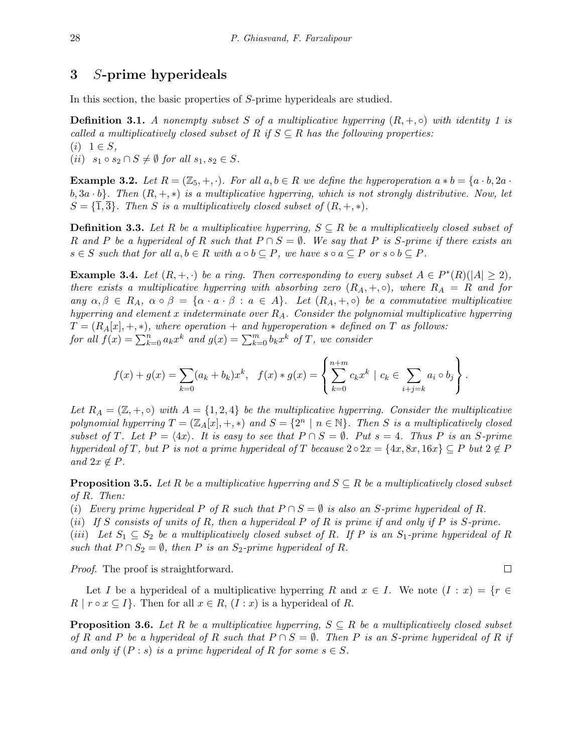## 3 $S$-prime hyperideals

In this section, the basic properties of $S$-prime hyperideals are studied.

**Definition 3.1.** *A nonempty subset $S$ of a multiplicative hyperring $(R, +, \circ)$ with identity 1 is called a multiplicatively closed subset of $R$ if $S \subseteq R$ has the following properties:*
*(i) $1 \in S$,*
*(ii) $s_1 \circ s_2 \cap S \neq \emptyset$ for all $s_1, s_2 \in S$.*

**Example 3.2.** *Let $R = (\mathbb{Z}_5, +, \cdot)$. For all $a, b \in R$ we define the hyperoperation $a * b = \{a \cdot b, 2a \cdot b, 3a \cdot b\}$. Then $(R, +, *)$ is a multiplicative hyperring, which is not strongly distributive. Now, let $S = \{\overline{1}, \overline{3}\}$. Then $S$ is a multiplicatively closed subset of $(R, +, *)$.*

**Definition 3.3.** *Let $R$ be a multiplicative hyperring, $S \subseteq R$ be a multiplicatively closed subset of $R$ and $P$ be a hyperideal of $R$ such that $P \cap S = \emptyset$. We say that $P$ is $S$-prime if there exists an $s \in S$ such that for all $a, b \in R$ with $a \circ b \subseteq P$, we have $s \circ a \subseteq P$ or $s \circ b \subseteq P$.*

**Example 3.4.** *Let $(R, +, \cdot)$ be a ring. Then corresponding to every subset $A \in P^*(R)(|A| \geq 2)$, there exists a multiplicative hyperring with absorbing zero $(R_A, +, \circ)$, where $R_A = R$ and for any $\alpha, \beta \in R_A$, $\alpha \circ \beta = \{\alpha \cdot a \cdot \beta : a \in A\}$. Let $(R_A, +, \circ)$ be a commutative multiplicative hyperring and element $x$ indeterminate over $R_A$. Consider the polynomial multiplicative hyperring $T = (R_A[x], +, *)$, where operation $+$ and hyperoperation $*$ defined on $T$ as follows: for all $f(x) = \sum_{k=0}^{n} a_k x^k$ and $g(x) = \sum_{k=0}^{m} b_k x^k$ of $T$, we consider*

$$f(x) + g(x) = \sum_{k=0} (a_k + b_k)x^k, \quad f(x) * g(x) = \left\{ \sum_{k=0}^{n+m} c_k x^k \mid c_k \in \sum_{i+j=k} a_i \circ b_j \right\}.$$

*Let $R_A = (\mathbb{Z}, +, \circ)$ with $A = \{1, 2, 4\}$ be the multiplicative hyperring. Consider the multiplicative polynomial hyperring $T = (\mathbb{Z}_A[x], +, *)$ and $S = \{2^n \mid n \in \mathbb{N}\}$. Then $S$ is a multiplicatively closed subset of $T$. Let $P = \langle 4x \rangle$. It is easy to see that $P \cap S = \emptyset$. Put $s = 4$. Thus $P$ is an $S$-prime hyperideal of $T$, but $P$ is not a prime hyperideal of $T$ because $2 \circ 2x = \{4x, 8x, 16x\} \subseteq P$ but $2 \notin P$ and $2x \notin P$.*

**Proposition 3.5.** *Let $R$ be a multiplicative hyperring and $S \subseteq R$ be a multiplicatively closed subset of $R$. Then:*
*(i) Every prime hyperideal $P$ of $R$ such that $P \cap S = \emptyset$ is also an $S$-prime hyperideal of $R$.*
*(ii) If $S$ consists of units of $R$, then a hyperideal $P$ of $R$ is prime if and only if $P$ is $S$-prime.*
*(iii) Let $S_1 \subseteq S_2$ be a multiplicatively closed subset of $R$. If $P$ is an $S_1$-prime hyperideal of $R$ such that $P \cap S_2 = \emptyset$, then $P$ is an $S_2$-prime hyperideal of $R$.*

*Proof.* The proof is straightforward. □

Let $I$ be a hyperideal of a multiplicative hyperring $R$ and $x \in I$. We note $(I : x) = \{r \in R \mid r \circ x \subseteq I\}$. Then for all $x \in R$, $(I : x)$ is a hyperideal of $R$.

**Proposition 3.6.** *Let $R$ be a multiplicative hyperring, $S \subseteq R$ be a multiplicatively closed subset of $R$ and $P$ be a hyperideal of $R$ such that $P \cap S = \emptyset$. Then $P$ is an $S$-prime hyperideal of $R$ if and only if $(P : s)$ is a prime hyperideal of $R$ for some $s \in S$.*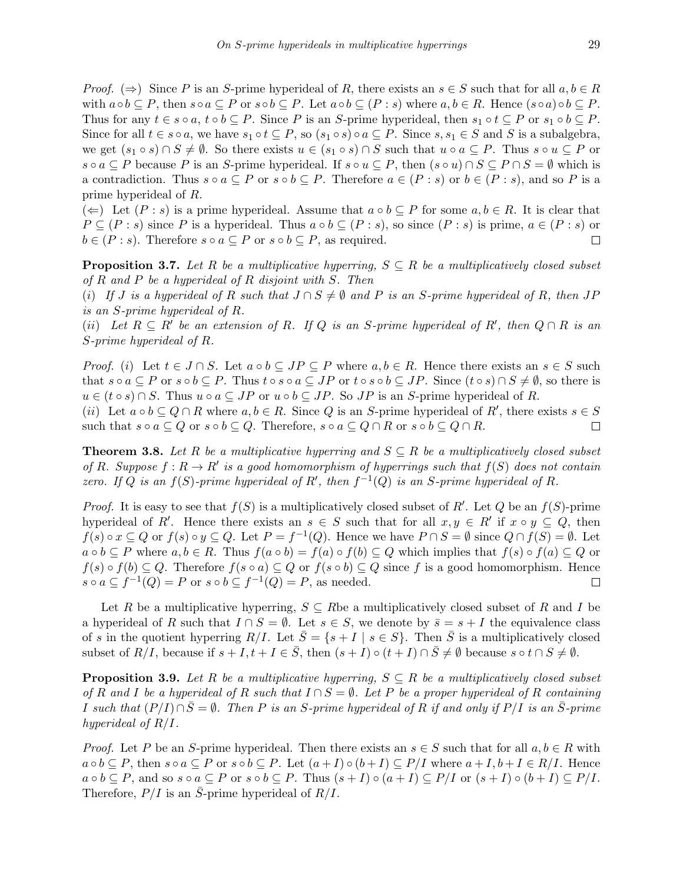*Proof.* ($\Rightarrow$) Since $P$ is an $S$-prime hyperideal of $R$, there exists an $s \in S$ such that for all $a, b \in R$ with $a \circ b \subseteq P$, then $s \circ a \subseteq P$ or $s \circ b \subseteq P$. Let $a \circ b \subseteq (P : s)$ where $a, b \in R$. Hence $(s \circ a) \circ b \subseteq P$. Thus for any $t \in s \circ a$, $t \circ b \subseteq P$. Since $P$ is an $S$-prime hyperideal, then $s_1 \circ t \subseteq P$ or $s_1 \circ b \subseteq P$. Since for all $t \in s \circ a$, we have $s_1 \circ t \subseteq P$, so $(s_1 \circ s) \circ a \subseteq P$. Since $s, s_1 \in S$ and $S$ is a subalgebra, we get $(s_1 \circ s) \cap S \neq \emptyset$. So there exists $u \in (s_1 \circ s) \cap S$ such that $u \circ a \subseteq P$. Thus $s \circ u \subseteq P$ or $s \circ a \subseteq P$ because $P$ is an $S$-prime hyperideal. If $s \circ u \subseteq P$, then $(s \circ u) \cap S \subseteq P \cap S = \emptyset$ which is a contradiction. Thus $s \circ a \subseteq P$ or $s \circ b \subseteq P$. Therefore $a \in (P : s)$ or $b \in (P : s)$, and so $P$ is a prime hyperideal of $R$.

($\Leftarrow$) Let $(P : s)$ is a prime hyperideal. Assume that $a \circ b \subseteq P$ for some $a, b \in R$. It is clear that $P \subseteq (P : s)$ since $P$ is a hyperideal. Thus $a \circ b \subseteq (P : s)$, so since $(P : s)$ is prime, $a \in (P : s)$ or $b \in (P : s)$. Therefore $s \circ a \subseteq P$ or $s \circ b \subseteq P$, as required. $\square$

**Proposition 3.7.** *Let $R$ be a multiplicative hyperring, $S \subseteq R$ be a multiplicatively closed subset of $R$ and $P$ be a hyperideal of $R$ disjoint with $S$. Then*

*(i) If $J$ is a hyperideal of $R$ such that $J \cap S \neq \emptyset$ and $P$ is an $S$-prime hyperideal of $R$, then $JP$ is an $S$-prime hyperideal of $R$.*

*(ii) Let $R \subseteq R'$ be an extension of $R$. If $Q$ is an $S$-prime hyperideal of $R'$, then $Q \cap R$ is an $S$-prime hyperideal of $R$.*

*Proof.* (i) Let $t \in J \cap S$. Let $a \circ b \subseteq JP \subseteq P$ where $a, b \in R$. Hence there exists an $s \in S$ such that $s \circ a \subseteq P$ or $s \circ b \subseteq P$. Thus $t \circ s \circ a \subseteq JP$ or $t \circ s \circ b \subseteq JP$. Since $(t \circ s) \cap S \neq \emptyset$, so there is $u \in (t \circ s) \cap S$. Thus $u \circ a \subseteq JP$ or $u \circ b \subseteq JP$. So $JP$ is an $S$-prime hyperideal of $R$.

(ii) Let $a \circ b \subseteq Q \cap R$ where $a, b \in R$. Since $Q$ is an $S$-prime hyperideal of $R'$, there exists $s \in S$ such that $s \circ a \subseteq Q$ or $s \circ b \subseteq Q$. Therefore, $s \circ a \subseteq Q \cap R$ or $s \circ b \subseteq Q \cap R$. $\square$

**Theorem 3.8.** *Let $R$ be a multiplicative hyperring and $S \subseteq R$ be a multiplicatively closed subset of $R$. Suppose $f : R \to R'$ is a good homomorphism of hyperrings such that $f(S)$ does not contain zero. If $Q$ is an $f(S)$-prime hyperideal of $R'$, then $f^{-1}(Q)$ is an $S$-prime hyperideal of $R$.*

*Proof.* It is easy to see that $f(S)$ is a multiplicatively closed subset of $R'$. Let $Q$ be an $f(S)$-prime hyperideal of $R'$. Hence there exists an $s \in S$ such that for all $x, y \in R'$ if $x \circ y \subseteq Q$, then $f(s) \circ x \subseteq Q$ or $f(s) \circ y \subseteq Q$. Let $P = f^{-1}(Q)$. Hence we have $P \cap S = \emptyset$ since $Q \cap f(S) = \emptyset$. Let $a \circ b \subseteq P$ where $a, b \in R$. Thus $f(a \circ b) = f(a) \circ f(b) \subseteq Q$ which implies that $f(s) \circ f(a) \subseteq Q$ or $f(s) \circ f(b) \subseteq Q$. Therefore $f(s \circ a) \subseteq Q$ or $f(s \circ b) \subseteq Q$ since $f$ is a good homomorphism. Hence $s \circ a \subseteq f^{-1}(Q) = P$ or $s \circ b \subseteq f^{-1}(Q) = P$, as needed. $\square$

Let $R$ be a multiplicative hyperring, $S \subseteq R$be a multiplicatively closed subset of $R$ and $I$ be a hyperideal of $R$ such that $I \cap S = \emptyset$. Let $s \in S$, we denote by $\bar{s} = s + I$ the equivalence class of $s$ in the quotient hyperring $R/I$. Let $\bar{S} = \{s + I \mid s \in S\}$. Then $\bar{S}$ is a multiplicatively closed subset of $R/I$, because if $s + I, t + I \in \bar{S}$, then $(s + I) \circ (t + I) \cap \bar{S} \neq \emptyset$ because $s \circ t \cap S \neq \emptyset$.

**Proposition 3.9.** *Let $R$ be a multiplicative hyperring, $S \subseteq R$ be a multiplicatively closed subset of $R$ and $I$ be a hyperideal of $R$ such that $I \cap S = \emptyset$. Let $P$ be a proper hyperideal of $R$ containing $I$ such that $(P/I) \cap \bar{S} = \emptyset$. Then $P$ is an $S$-prime hyperideal of $R$ if and only if $P/I$ is an $\bar{S}$-prime hyperideal of $R/I$.*

*Proof.* Let $P$ be an $S$-prime hyperideal. Then there exists an $s \in S$ such that for all $a, b \in R$ with $a \circ b \subseteq P$, then $s \circ a \subseteq P$ or $s \circ b \subseteq P$. Let $(a + I) \circ (b + I) \subseteq P/I$ where $a + I, b + I \in R/I$. Hence $a \circ b \subseteq P$, and so $s \circ a \subseteq P$ or $s \circ b \subseteq P$. Thus $(s + I) \circ (a + I) \subseteq P/I$ or $(s + I) \circ (b + I) \subseteq P/I$. Therefore, $P/I$ is an $\bar{S}$-prime hyperideal of $R/I$.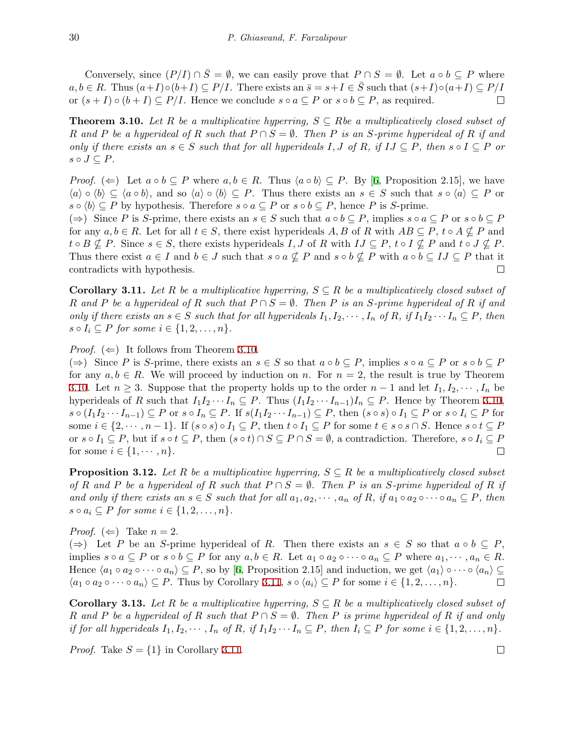Conversely, since $(P/I) \cap \bar{S} = \emptyset$, we can easily prove that $P \cap S = \emptyset$. Let $a \circ b \subseteq P$ where $a, b \in R$. Thus $(a+I) \circ (b+I) \subseteq P/I$. There exists an $\bar{s} = s + I \in \bar{S}$ such that $(s+I) \circ (a+I) \subseteq P/I$ or $(s+I) \circ (b+I) \subseteq P/I$. Hence we conclude $s \circ a \subseteq P$ or $s \circ b \subseteq P$, as required. $\square$

**Theorem 3.10.** *Let $R$ be a multiplicative hyperring, $S \subseteq R$be a multiplicatively closed subset of $R$ and $P$ be a hyperideal of $R$ such that $P \cap S = \emptyset$. Then $P$ is an $S$-prime hyperideal of $R$ if and only if there exists an $s \in S$ such that for all hyperideals $I, J$ of $R$, if $IJ \subseteq P$, then $s \circ I \subseteq P$ or $s \circ J \subseteq P$.*

*Proof.* ($\Leftarrow$) Let $a \circ b \subseteq P$ where $a, b \in R$. Thus $\langle a \circ b \rangle \subseteq P$. By [6, Proposition 2.15], we have $\langle a \rangle \circ \langle b \rangle \subseteq \langle a \circ b \rangle$, and so $\langle a \rangle \circ \langle b \rangle \subseteq P$. Thus there exists an $s \in S$ such that $s \circ \langle a \rangle \subseteq P$ or $s \circ \langle b \rangle \subseteq P$ by hypothesis. Therefore $s \circ a \subseteq P$ or $s \circ b \subseteq P$, hence $P$ is $S$-prime.
($\Rightarrow$) Since $P$ is $S$-prime, there exists an $s \in S$ such that $a \circ b \subseteq P$, implies $s \circ a \subseteq P$ or $s \circ b \subseteq P$ for any $a, b \in R$. Let for all $t \in S$, there exist hyperideals $A, B$ of $R$ with $AB \subseteq P$, $t \circ A \nsubseteq P$ and $t \circ B \nsubseteq P$. Since $s \in S$, there exists hyperideals $I, J$ of $R$ with $IJ \subseteq P$, $t \circ I \nsubseteq P$ and $t \circ J \nsubseteq P$. Thus there exist $a \in I$ and $b \in J$ such that $s \circ a \nsubseteq P$ and $s \circ b \nsubseteq P$ with $a \circ b \subseteq IJ \subseteq P$ that it contradicts with hypothesis. $\square$

**Corollary 3.11.** *Let $R$ be a multiplicative hyperring, $S \subseteq R$ be a multiplicatively closed subset of $R$ and $P$ be a hyperideal of $R$ such that $P \cap S = \emptyset$. Then $P$ is an $S$-prime hyperideal of $R$ if and only if there exists an $s \in S$ such that for all hyperideals $I_1, I_2, \cdots, I_n$ of $R$, if $I_1 I_2 \cdots I_n \subseteq P$, then $s \circ I_i \subseteq P$ for some $i \in \{1, 2, \ldots, n\}$.*

*Proof.* ($\Leftarrow$) It follows from Theorem 3.10.
($\Rightarrow$) Since $P$ is $S$-prime, there exists an $s \in S$ so that $a \circ b \subseteq P$, implies $s \circ a \subseteq P$ or $s \circ b \subseteq P$ for any $a, b \in R$. We will proceed by induction on $n$. For $n = 2$, the result is true by Theorem 3.10. Let $n \geq 3$. Suppose that the property holds up to the order $n-1$ and let $I_1, I_2, \cdots, I_n$ be hyperideals of $R$ such that $I_1 I_2 \cdots I_n \subseteq P$. Thus $(I_1 I_2 \cdots I_{n-1}) I_n \subseteq P$. Hence by Theorem 3.10, $s \circ (I_1 I_2 \cdots I_{n-1}) \subseteq P$ or $s \circ I_n \subseteq P$. If $s(I_1 I_2 \cdots I_{n-1}) \subseteq P$, then $(s \circ s) \circ I_1 \subseteq P$ or $s \circ I_i \subseteq P$ for some $i \in \{2, \cdots, n-1\}$. If $(s \circ s) \circ I_1 \subseteq P$, then $t \circ I_1 \subseteq P$ for some $t \in s \circ s \cap S$. Hence $s \circ t \subseteq P$ or $s \circ I_1 \subseteq P$, but if $s \circ t \subseteq P$, then $(s \circ t) \cap S \subseteq P \cap S = \emptyset$, a contradiction. Therefore, $s \circ I_i \subseteq P$ for some $i \in \{1, \cdots, n\}$. $\square$

**Proposition 3.12.** *Let $R$ be a multiplicative hyperring, $S \subseteq R$ be a multiplicatively closed subset of $R$ and $P$ be a hyperideal of $R$ such that $P \cap S = \emptyset$. Then $P$ is an $S$-prime hyperideal of $R$ if and only if there exists an $s \in S$ such that for all $a_1, a_2, \cdots, a_n$ of $R$, if $a_1 \circ a_2 \circ \cdots \circ a_n \subseteq P$, then $s \circ a_i \subseteq P$ for some $i \in \{1, 2, \ldots, n\}$.*

*Proof.* ($\Leftarrow$) Take $n = 2$.
($\Rightarrow$) Let $P$ be an $S$-prime hyperideal of $R$. Then there exists an $s \in S$ so that $a \circ b \subseteq P$, implies $s \circ a \subseteq P$ or $s \circ b \subseteq P$ for any $a, b \in R$. Let $a_1 \circ a_2 \circ \cdots \circ a_n \subseteq P$ where $a_1, \cdots, a_n \in R$. Hence $\langle a_1 \circ a_2 \circ \cdots \circ a_n \rangle \subseteq P$, so by [6, Proposition 2.15] and induction, we get $\langle a_1 \rangle \circ \cdots \circ \langle a_n \rangle \subseteq \langle a_1 \circ a_2 \circ \cdots \circ a_n \rangle \subseteq P$. Thus by Corollary 3.11, $s \circ \langle a_i \rangle \subseteq P$ for some $i \in \{1, 2, \ldots, n\}$. $\square$

**Corollary 3.13.** *Let $R$ be a multiplicative hyperring, $S \subseteq R$ be a multiplicatively closed subset of $R$ and $P$ be a hyperideal of $R$ such that $P \cap S = \emptyset$. Then $P$ is prime hyperideal of $R$ if and only if for all hyperideals $I_1, I_2, \cdots, I_n$ of $R$, if $I_1 I_2 \cdots I_n \subseteq P$, then $I_i \subseteq P$ for some $i \in \{1, 2, \ldots, n\}$.*

*Proof.* Take $S = \{1\}$ in Corollary 3.11. $\square$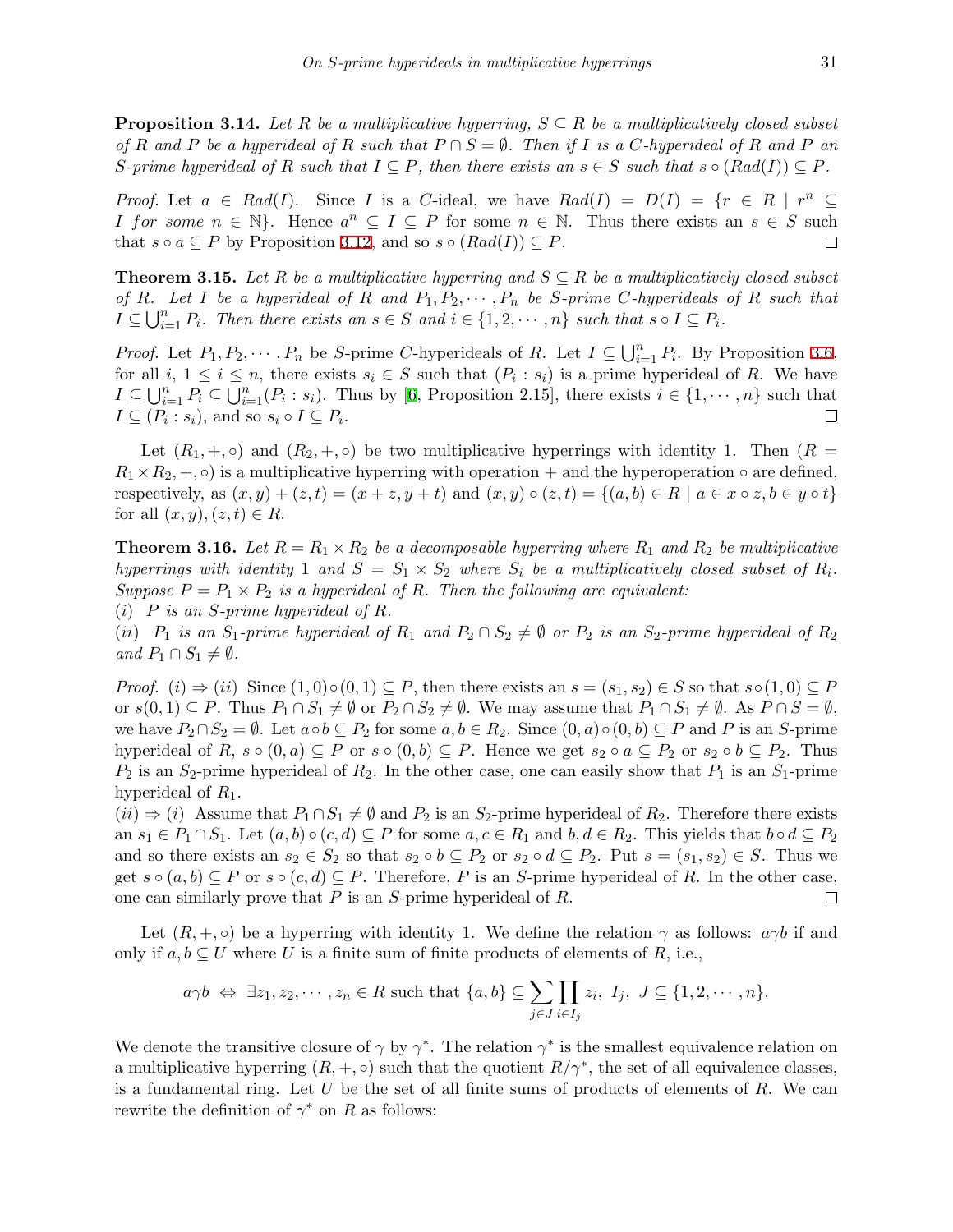**Proposition 3.14.** *Let $R$ be a multiplicative hyperring, $S \subseteq R$ be a multiplicatively closed subset of $R$ and $P$ be a hyperideal of $R$ such that $P \cap S = \emptyset$. Then if $I$ is a $C$-hyperideal of $R$ and $P$ an $S$-prime hyperideal of $R$ such that $I \subseteq P$, then there exists an $s \in S$ such that $s \circ (Rad(I)) \subseteq P$.*

*Proof.* Let $a \in Rad(I)$. Since $I$ is a $C$-ideal, we have $Rad(I) = D(I) = \{r \in R \mid r^n \subseteq I \text{ for some } n \in \mathbb{N}\}$. Hence $a^n \subseteq I \subseteq P$ for some $n \in \mathbb{N}$. Thus there exists an $s \in S$ such that $s \circ a \subseteq P$ by Proposition 3.12, and so $s \circ (Rad(I)) \subseteq P$. □

**Theorem 3.15.** *Let $R$ be a multiplicative hyperring and $S \subseteq R$ be a multiplicatively closed subset of $R$. Let $I$ be a hyperideal of $R$ and $P_1, P_2, \cdots, P_n$ be $S$-prime $C$-hyperideals of $R$ such that $I \subseteq \bigcup_{i=1}^{n} P_i$. Then there exists an $s \in S$ and $i \in \{1, 2, \cdots, n\}$ such that $s \circ I \subseteq P_i$.*

*Proof.* Let $P_1, P_2, \cdots, P_n$ be $S$-prime $C$-hyperideals of $R$. Let $I \subseteq \bigcup_{i=1}^{n} P_i$. By Proposition 3.6, for all $i$, $1 \leq i \leq n$, there exists $s_i \in S$ such that $(P_i : s_i)$ is a prime hyperideal of $R$. We have $I \subseteq \bigcup_{i=1}^{n} P_i \subseteq \bigcup_{i=1}^{n} (P_i : s_i)$. Thus by [6, Proposition 2.15], there exists $i \in \{1, \cdots, n\}$ such that $I \subseteq (P_i : s_i)$, and so $s_i \circ I \subseteq P_i$. □

Let $(R_1, +, \circ)$ and $(R_2, +, \circ)$ be two multiplicative hyperrings with identity 1. Then $(R = R_1 \times R_2, +, \circ)$ is a multiplicative hyperring with operation $+$ and the hyperoperation $\circ$ are defined, respectively, as $(x, y) + (z, t) = (x + z, y + t)$ and $(x, y) \circ (z, t) = \{(a, b) \in R \mid a \in x \circ z, b \in y \circ t\}$ for all $(x, y), (z, t) \in R$.

**Theorem 3.16.** *Let $R = R_1 \times R_2$ be a decomposable hyperring where $R_1$ and $R_2$ be multiplicative hyperrings with identity 1 and $S = S_1 \times S_2$ where $S_i$ be a multiplicatively closed subset of $R_i$. Suppose $P = P_1 \times P_2$ is a hyperideal of $R$. Then the following are equivalent:*
*(i) $P$ is an $S$-prime hyperideal of $R$.*
*(ii) $P_1$ is an $S_1$-prime hyperideal of $R_1$ and $P_2 \cap S_2 \neq \emptyset$ or $P_2$ is an $S_2$-prime hyperideal of $R_2$ and $P_1 \cap S_1 \neq \emptyset$.*

*Proof.* $(i) \Rightarrow (ii)$ Since $(1, 0) \circ (0, 1) \subseteq P$, then there exists an $s = (s_1, s_2) \in S$ so that $s \circ (1, 0) \subseteq P$ or $s(0, 1) \subseteq P$. Thus $P_1 \cap S_1 \neq \emptyset$ or $P_2 \cap S_2 \neq \emptyset$. We may assume that $P_1 \cap S_1 \neq \emptyset$. As $P \cap S = \emptyset$, we have $P_2 \cap S_2 = \emptyset$. Let $a \circ b \subseteq P_2$ for some $a, b \in R_2$. Since $(0, a) \circ (0, b) \subseteq P$ and $P$ is an $S$-prime hyperideal of $R$, $s \circ (0, a) \subseteq P$ or $s \circ (0, b) \subseteq P$. Hence we get $s_2 \circ a \subseteq P_2$ or $s_2 \circ b \subseteq P_2$. Thus $P_2$ is an $S_2$-prime hyperideal of $R_2$. In the other case, one can easily show that $P_1$ is an $S_1$-prime hyperideal of $R_1$.
$(ii) \Rightarrow (i)$ Assume that $P_1 \cap S_1 \neq \emptyset$ and $P_2$ is an $S_2$-prime hyperideal of $R_2$. Therefore there exists an $s_1 \in P_1 \cap S_1$. Let $(a, b) \circ (c, d) \subseteq P$ for some $a, c \in R_1$ and $b, d \in R_2$. This yields that $b \circ d \subseteq P_2$ and so there exists an $s_2 \in S_2$ so that $s_2 \circ b \subseteq P_2$ or $s_2 \circ d \subseteq P_2$. Put $s = (s_1, s_2) \in S$. Thus we get $s \circ (a, b) \subseteq P$ or $s \circ (c, d) \subseteq P$. Therefore, $P$ is an $S$-prime hyperideal of $R$. In the other case, one can similarly prove that $P$ is an $S$-prime hyperideal of $R$. □

Let $(R, +, \circ)$ be a hyperring with identity 1. We define the relation $\gamma$ as follows: $a\gamma b$ if and only if $a, b \subseteq U$ where $U$ is a finite sum of finite products of elements of $R$, i.e.,

$$a\gamma b \Leftrightarrow \exists z_1, z_2, \cdots, z_n \in R \text{ such that } \{a, b\} \subseteq \sum_{j \in J} \prod_{i \in I_j} z_i,\ I_j,\ J \subseteq \{1, 2, \cdots, n\}.$$

We denote the transitive closure of $\gamma$ by $\gamma^*$. The relation $\gamma^*$ is the smallest equivalence relation on a multiplicative hyperring $(R, +, \circ)$ such that the quotient $R/\gamma^*$, the set of all equivalence classes, is a fundamental ring. Let $U$ be the set of all finite sums of products of elements of $R$. We can rewrite the definition of $\gamma^*$ on $R$ as follows: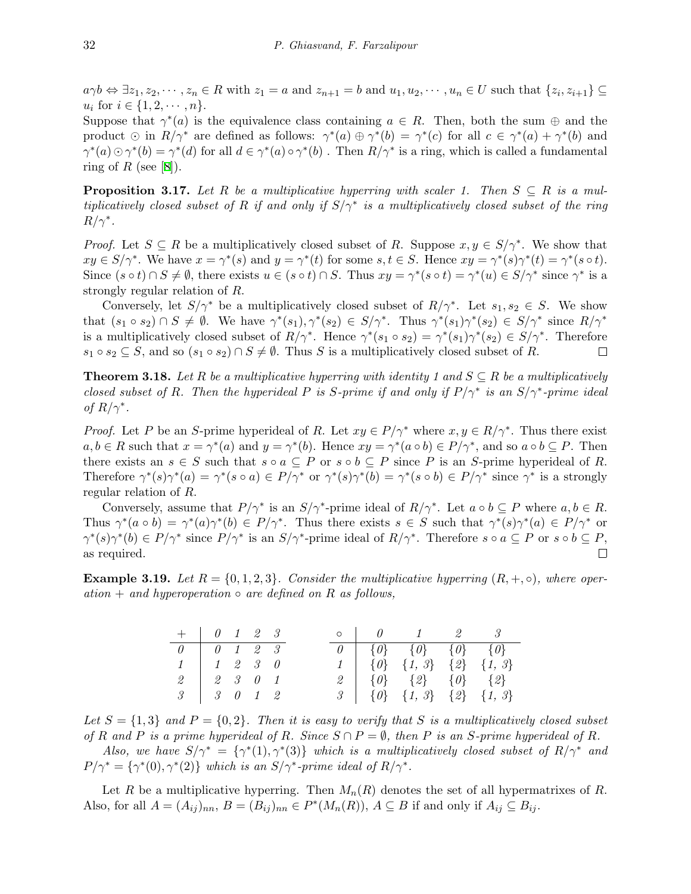$a\gamma b \Leftrightarrow \exists z_1, z_2, \cdots, z_n \in R$ with $z_1 = a$ and $z_{n+1} = b$ and $u_1, u_2, \cdots, u_n \in U$ such that $\{z_i, z_{i+1}\} \subseteq u_i$ for $i \in \{1, 2, \cdots, n\}$.

Suppose that $\gamma^*(a)$ is the equivalence class containing $a \in R$. Then, both the sum $\oplus$ and the product $\odot$ in $R/\gamma^*$ are defined as follows: $\gamma^*(a) \oplus \gamma^*(b) = \gamma^*(c)$ for all $c \in \gamma^*(a) + \gamma^*(b)$ and $\gamma^*(a) \odot \gamma^*(b) = \gamma^*(d)$ for all $d \in \gamma^*(a) \circ \gamma^*(b)$ . Then $R/\gamma^*$ is a ring, which is called a fundamental ring of $R$ (see [8]).

**Proposition 3.17.** *Let $R$ be a multiplicative hyperring with scaler 1. Then $S \subseteq R$ is a multiplicatively closed subset of $R$ if and only if $S/\gamma^*$ is a multiplicatively closed subset of the ring $R/\gamma^*$.*

*Proof.* Let $S \subseteq R$ be a multiplicatively closed subset of $R$. Suppose $x, y \in S/\gamma^*$. We show that $xy \in S/\gamma^*$. We have $x = \gamma^*(s)$ and $y = \gamma^*(t)$ for some $s, t \in S$. Hence $xy = \gamma^*(s)\gamma^*(t) = \gamma^*(s \circ t)$. Since $(s \circ t) \cap S \neq \emptyset$, there exists $u \in (s \circ t) \cap S$. Thus $xy = \gamma^*(s \circ t) = \gamma^*(u) \in S/\gamma^*$ since $\gamma^*$ is a strongly regular relation of $R$.

Conversely, let $S/\gamma^*$ be a multiplicatively closed subset of $R/\gamma^*$. Let $s_1, s_2 \in S$. We show that $(s_1 \circ s_2) \cap S \neq \emptyset$. We have $\gamma^*(s_1), \gamma^*(s_2) \in S/\gamma^*$. Thus $\gamma^*(s_1)\gamma^*(s_2) \in S/\gamma^*$ since $R/\gamma^*$ is a multiplicatively closed subset of $R/\gamma^*$. Hence $\gamma^*(s_1 \circ s_2) = \gamma^*(s_1)\gamma^*(s_2) \in S/\gamma^*$. Therefore $s_1 \circ s_2 \subseteq S$, and so $(s_1 \circ s_2) \cap S \neq \emptyset$. Thus $S$ is a multiplicatively closed subset of $R$. □

**Theorem 3.18.** *Let $R$ be a multiplicative hyperring with identity 1 and $S \subseteq R$ be a multiplicatively closed subset of $R$. Then the hyperideal $P$ is $S$-prime if and only if $P/\gamma^*$ is an $S/\gamma^*$-prime ideal of $R/\gamma^*$.*

*Proof.* Let $P$ be an $S$-prime hyperideal of $R$. Let $xy \in P/\gamma^*$ where $x, y \in R/\gamma^*$. Thus there exist $a, b \in R$ such that $x = \gamma^*(a)$ and $y = \gamma^*(b)$. Hence $xy = \gamma^*(a \circ b) \in P/\gamma^*$, and so $a \circ b \subseteq P$. Then there exists an $s \in S$ such that $s \circ a \subseteq P$ or $s \circ b \subseteq P$ since $P$ is an $S$-prime hyperideal of $R$. Therefore $\gamma^*(s)\gamma^*(a) = \gamma^*(s \circ a) \in P/\gamma^*$ or $\gamma^*(s)\gamma^*(b) = \gamma^*(s \circ b) \in P/\gamma^*$ since $\gamma^*$ is a strongly regular relation of $R$.

Conversely, assume that $P/\gamma^*$ is an $S/\gamma^*$-prime ideal of $R/\gamma^*$. Let $a \circ b \subseteq P$ where $a, b \in R$. Thus $\gamma^*(a \circ b) = \gamma^*(a)\gamma^*(b) \in P/\gamma^*$. Thus there exists $s \in S$ such that $\gamma^*(s)\gamma^*(a) \in P/\gamma^*$ or $\gamma^*(s)\gamma^*(b) \in P/\gamma^*$ since $P/\gamma^*$ is an $S/\gamma^*$-prime ideal of $R/\gamma^*$. Therefore $s \circ a \subseteq P$ or $s \circ b \subseteq P$, as required. □

**Example 3.19.** *Let $R = \{0, 1, 2, 3\}$. Consider the multiplicative hyperring $(R, +, \circ)$, where operation $+$ and hyperoperation $\circ$ are defined on $R$ as follows,*

| $+$ | 0 | 1 | 2 | 3 |
|---|---|---|---|---|
| 0 | 0 | 1 | 2 | 3 |
| 1 | 1 | 2 | 3 | 0 |
| 2 | 2 | 3 | 0 | 1 |
| 3 | 3 | 0 | 1 | 2 |

| $\circ$ | 0 | 1 | 2 | 3 |
|---|---|---|---|---|
| 0 | $\{0\}$ | $\{0\}$ | $\{0\}$ | $\{0\}$ |
| 1 | $\{0\}$ | $\{1, 3\}$ | $\{2\}$ | $\{1, 3\}$ |
| 2 | $\{0\}$ | $\{2\}$ | $\{0\}$ | $\{2\}$ |
| 3 | $\{0\}$ | $\{1, 3\}$ | $\{2\}$ | $\{1, 3\}$ |

*Let $S = \{1, 3\}$ and $P = \{0, 2\}$. Then it is easy to verify that $S$ is a multiplicatively closed subset of $R$ and $P$ is a prime hyperideal of $R$. Since $S \cap P = \emptyset$, then $P$ is an $S$-prime hyperideal of $R$.*

*Also, we have $S/\gamma^* = \{\gamma^*(1), \gamma^*(3)\}$ which is a multiplicatively closed subset of $R/\gamma^*$ and $P/\gamma^* = \{\gamma^*(0), \gamma^*(2)\}$ which is an $S/\gamma^*$-prime ideal of $R/\gamma^*$.*

Let $R$ be a multiplicative hyperring. Then $M_n(R)$ denotes the set of all hypermatrixes of $R$. Also, for all $A = (A_{ij})_{nn}$, $B = (B_{ij})_{nn} \in P^*(M_n(R))$, $A \subseteq B$ if and only if $A_{ij} \subseteq B_{ij}$.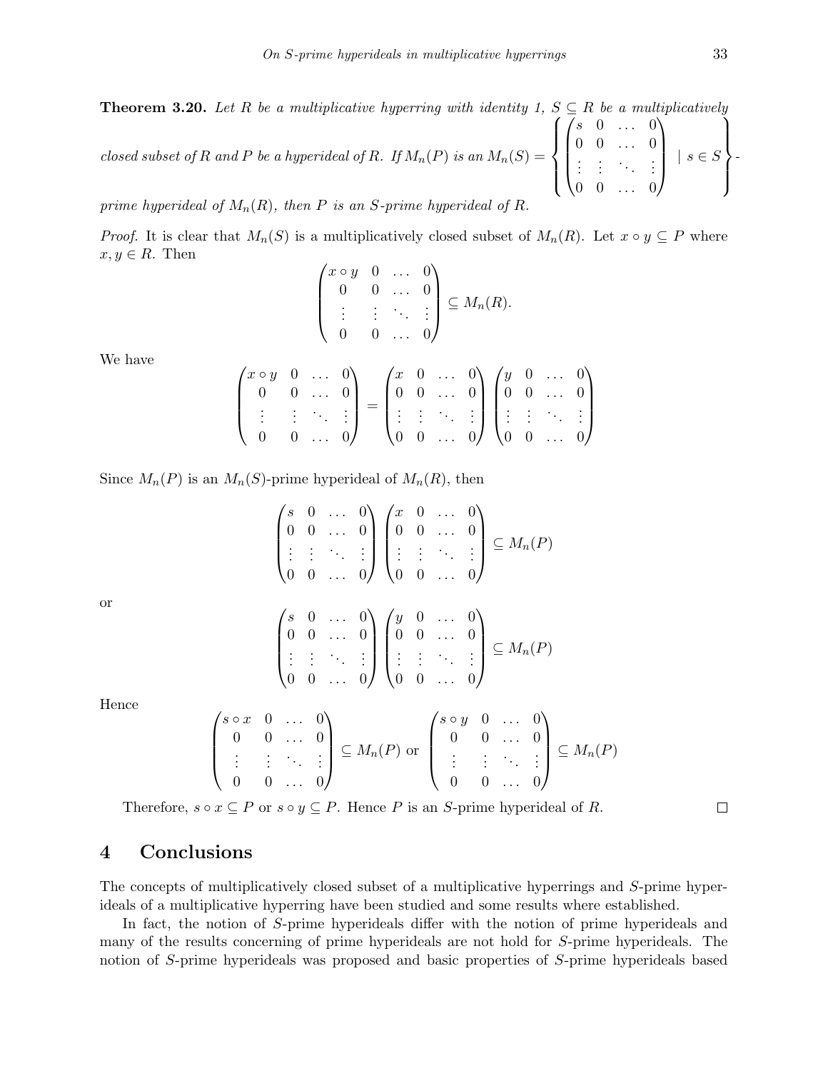**Theorem 3.20.** *Let $R$ be a multiplicative hyperring with identity 1, $S \subseteq R$ be a multiplicatively closed subset of $R$ and $P$ be a hyperideal of $R$. If $M_n(P)$ is an $M_n(S) = \left\{ \begin{pmatrix} s & 0 & \dots & 0 \\ 0 & 0 & \dots & 0 \\ \vdots & \vdots & \ddots & \vdots \\ 0 & 0 & \dots & 0 \end{pmatrix} \mid s \in S \right\}$-prime hyperideal of $M_n(R)$, then $P$ is an $S$-prime hyperideal of $R$.*

*Proof.* It is clear that $M_n(S)$ is a multiplicatively closed subset of $M_n(R)$. Let $x \circ y \subseteq P$ where $x, y \in R$. Then

$$\begin{pmatrix} x \circ y & 0 & \dots & 0 \\ 0 & 0 & \dots & 0 \\ \vdots & \vdots & \ddots & \vdots \\ 0 & 0 & \dots & 0 \end{pmatrix} \subseteq M_n(R).$$

We have

$$\begin{pmatrix} x \circ y & 0 & \dots & 0 \\ 0 & 0 & \dots & 0 \\ \vdots & \vdots & \ddots & \vdots \\ 0 & 0 & \dots & 0 \end{pmatrix} = \begin{pmatrix} x & 0 & \dots & 0 \\ 0 & 0 & \dots & 0 \\ \vdots & \vdots & \ddots & \vdots \\ 0 & 0 & \dots & 0 \end{pmatrix} \begin{pmatrix} y & 0 & \dots & 0 \\ 0 & 0 & \dots & 0 \\ \vdots & \vdots & \ddots & \vdots \\ 0 & 0 & \dots & 0 \end{pmatrix}$$

Since $M_n(P)$ is an $M_n(S)$-prime hyperideal of $M_n(R)$, then

$$\begin{pmatrix} s & 0 & \dots & 0 \\ 0 & 0 & \dots & 0 \\ \vdots & \vdots & \ddots & \vdots \\ 0 & 0 & \dots & 0 \end{pmatrix} \begin{pmatrix} x & 0 & \dots & 0 \\ 0 & 0 & \dots & 0 \\ \vdots & \vdots & \ddots & \vdots \\ 0 & 0 & \dots & 0 \end{pmatrix} \subseteq M_n(P)$$

or

$$\begin{pmatrix} s & 0 & \dots & 0 \\ 0 & 0 & \dots & 0 \\ \vdots & \vdots & \ddots & \vdots \\ 0 & 0 & \dots & 0 \end{pmatrix} \begin{pmatrix} y & 0 & \dots & 0 \\ 0 & 0 & \dots & 0 \\ \vdots & \vdots & \ddots & \vdots \\ 0 & 0 & \dots & 0 \end{pmatrix} \subseteq M_n(P)$$

Hence

$$\begin{pmatrix} s \circ x & 0 & \dots & 0 \\ 0 & 0 & \dots & 0 \\ \vdots & \vdots & \ddots & \vdots \\ 0 & 0 & \dots & 0 \end{pmatrix} \subseteq M_n(P) \text{ or } \begin{pmatrix} s \circ y & 0 & \dots & 0 \\ 0 & 0 & \dots & 0 \\ \vdots & \vdots & \ddots & \vdots \\ 0 & 0 & \dots & 0 \end{pmatrix} \subseteq M_n(P)$$

Therefore, $s \circ x \subseteq P$ or $s \circ y \subseteq P$. Hence $P$ is an $S$-prime hyperideal of $R$. $\square$

## 4 Conclusions

The concepts of multiplicatively closed subset of a multiplicative hyperrings and $S$-prime hyperideals of a multiplicative hyperring have been studied and some results where established.

In fact, the notion of $S$-prime hyperideals differ with the notion of prime hyperideals and many of the results concerning of prime hyperideals are not hold for $S$-prime hyperideals. The notion of $S$-prime hyperideals was proposed and basic properties of $S$-prime hyperideals based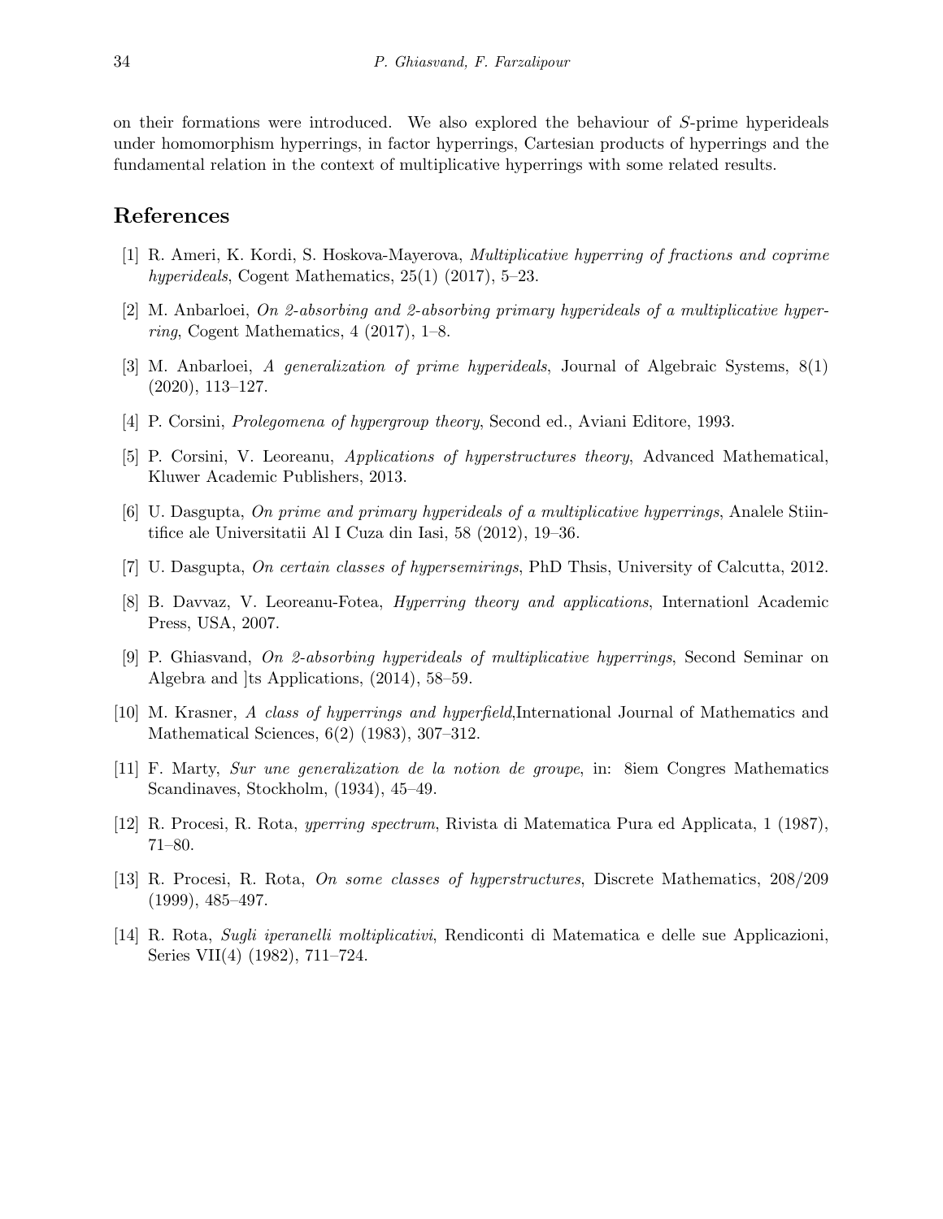on their formations were introduced. We also explored the behaviour of $S$-prime hyperideals under homomorphism hyperrings, in factor hyperrings, Cartesian products of hyperrings and the fundamental relation in the context of multiplicative hyperrings with some related results.

## References

[1] R. Ameri, K. Kordi, S. Hoskova-Mayerova, *Multiplicative hyperring of fractions and coprime hyperideals*, Cogent Mathematics, 25(1) (2017), 5–23.

[2] M. Anbarloei, *On 2-absorbing and 2-absorbing primary hyperideals of a multiplicative hyperring*, Cogent Mathematics, 4 (2017), 1–8.

[3] M. Anbarloei, *A generalization of prime hyperideals*, Journal of Algebraic Systems, 8(1) (2020), 113–127.

[4] P. Corsini, *Prolegomena of hypergroup theory*, Second ed., Aviani Editore, 1993.

[5] P. Corsini, V. Leoreanu, *Applications of hyperstructures theory*, Advanced Mathematical, Kluwer Academic Publishers, 2013.

[6] U. Dasgupta, *On prime and primary hyperideals of a multiplicative hyperrings*, Analele Stiintifice ale Universitatii Al I Cuza din Iasi, 58 (2012), 19–36.

[7] U. Dasgupta, *On certain classes of hypersemirings*, PhD Thsis, University of Calcutta, 2012.

[8] B. Davvaz, V. Leoreanu-Fotea, *Hyperring theory and applications*, Internationl Academic Press, USA, 2007.

[9] P. Ghiasvand, *On 2-absorbing hyperideals of multiplicative hyperrings*, Second Seminar on Algebra and ]ts Applications, (2014), 58–59.

[10] M. Krasner, *A class of hyperrings and hyperfield*,International Journal of Mathematics and Mathematical Sciences, 6(2) (1983), 307–312.

[11] F. Marty, *Sur une generalization de la notion de groupe*, in: 8iem Congres Mathematics Scandinaves, Stockholm, (1934), 45–49.

[12] R. Procesi, R. Rota, *yperring spectrum*, Rivista di Matematica Pura ed Applicata, 1 (1987), 71–80.

[13] R. Procesi, R. Rota, *On some classes of hyperstructures*, Discrete Mathematics, 208/209 (1999), 485–497.

[14] R. Rota, *Sugli iperanelli moltiplicativi*, Rendiconti di Matematica e delle sue Applicazioni, Series VII(4) (1982), 711–724.